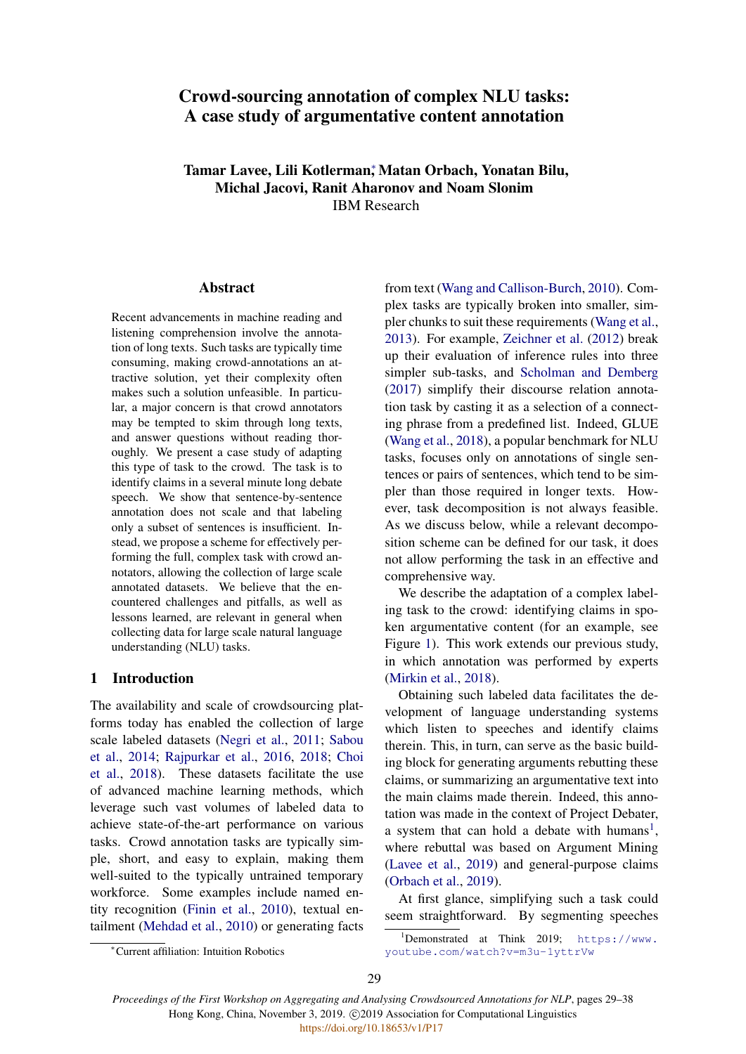# Crowd-sourcing annotation of complex NLU tasks: A case study of argumentative content annotation

**Tamar Lavee, Lili Kotlerman,* Matan Orbach, Yonatan Bilu, Michal Jacovi, Ranit Aharonov and Noam Slonim**
IBM Research

## Abstract

Recent advancements in machine reading and listening comprehension involve the annotation of long texts. Such tasks are typically time consuming, making crowd-annotations an attractive solution, yet their complexity often makes such a solution unfeasible. In particular, a major concern is that crowd annotators may be tempted to skim through long texts, and answer questions without reading thoroughly. We present a case study of adapting this type of task to the crowd. The task is to identify claims in a several minute long debate speech. We show that sentence-by-sentence annotation does not scale and that labeling only a subset of sentences is insufficient. Instead, we propose a scheme for effectively performing the full, complex task with crowd annotators, allowing the collection of large scale annotated datasets. We believe that the encountered challenges and pitfalls, as well as lessons learned, are relevant in general when collecting data for large scale natural language understanding (NLU) tasks.

## 1 Introduction

The availability and scale of crowdsourcing platforms today has enabled the collection of large scale labeled datasets (Negri et al., 2011; Sabou et al., 2014; Rajpurkar et al., 2016, 2018; Choi et al., 2018). These datasets facilitate the use of advanced machine learning methods, which leverage such vast volumes of labeled data to achieve state-of-the-art performance on various tasks. Crowd annotation tasks are typically simple, short, and easy to explain, making them well-suited to the typically untrained temporary workforce. Some examples include named entity recognition (Finin et al., 2010), textual entailment (Mehdad et al., 2010) or generating facts from text (Wang and Callison-Burch, 2010). Complex tasks are typically broken into smaller, simpler chunks to suit these requirements (Wang et al., 2013). For example, Zeichner et al. (2012) break up their evaluation of inference rules into three simpler sub-tasks, and Scholman and Demberg (2017) simplify their discourse relation annotation task by casting it as a selection of a connecting phrase from a predefined list. Indeed, GLUE (Wang et al., 2018), a popular benchmark for NLU tasks, focuses only on annotations of single sentences or pairs of sentences, which tend to be simpler than those required in longer texts. However, task decomposition is not always feasible. As we discuss below, while a relevant decomposition scheme can be defined for our task, it does not allow performing the task in an effective and comprehensive way.

We describe the adaptation of a complex labeling task to the crowd: identifying claims in spoken argumentative content (for an example, see Figure 1). This work extends our previous study, in which annotation was performed by experts (Mirkin et al., 2018).

Obtaining such labeled data facilitates the development of language understanding systems which listen to speeches and identify claims therein. This, in turn, can serve as the basic building block for generating arguments rebutting these claims, or summarizing an argumentative text into the main claims made therein. Indeed, this annotation was made in the context of Project Debater, a system that can hold a debate with humans[1], where rebuttal was based on Argument Mining (Lavee et al., 2019) and general-purpose claims (Orbach et al., 2019).

At first glance, simplifying such a task could seem straightforward. By segmenting speeches

*Current affiliation: Intuition Robotics

[1] Demonstrated at Think 2019; https://www.youtube.com/watch?v=m3u-1yttrVw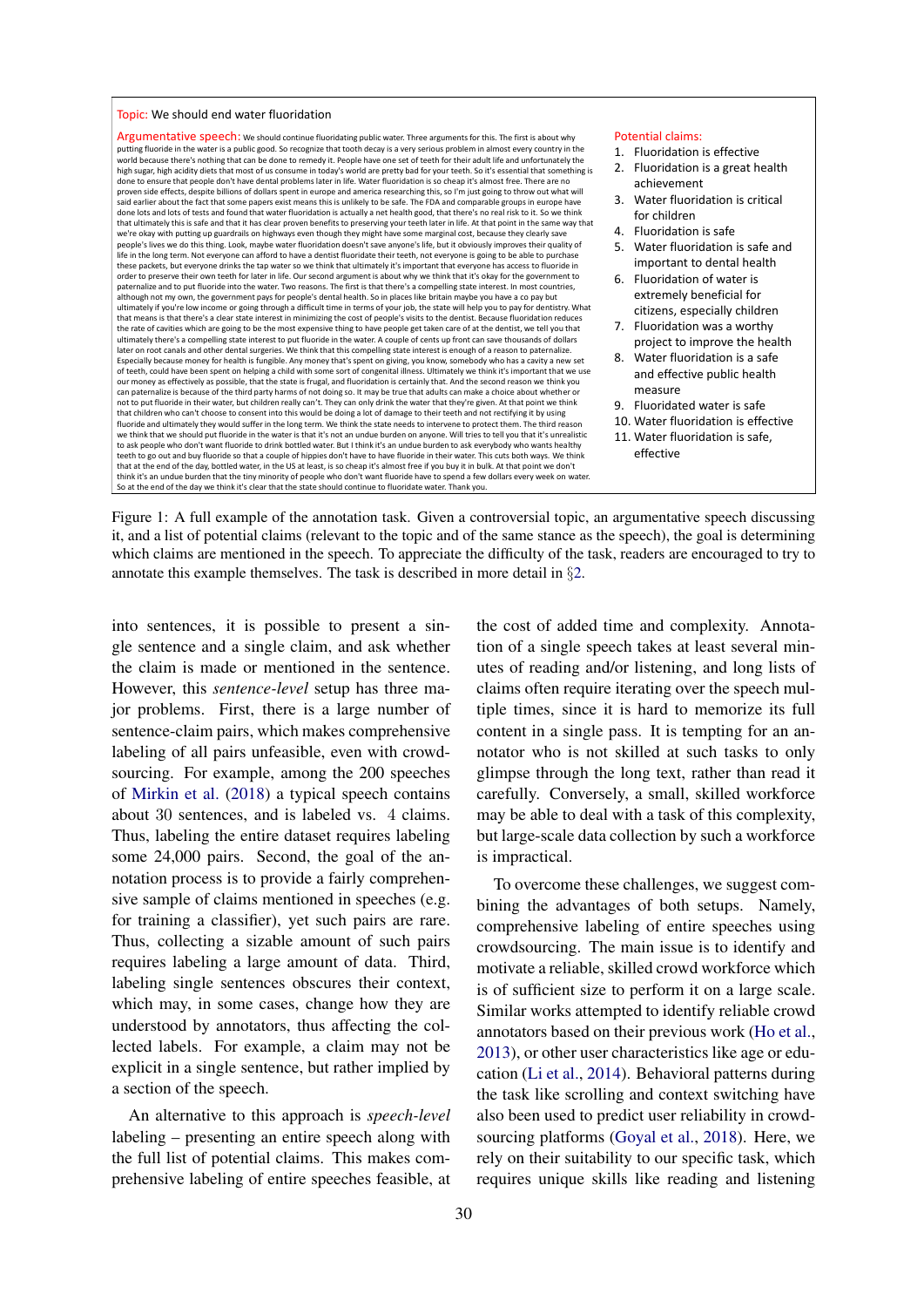Topic: We should end water fluoridation

Argumentative speech: We should continue fluoridating public water. Three arguments for this. The first is about why putting fluoride in the water is a public good. So recognize that tooth decay is a very serious problem in almost every country in the world because there's nothing that can be done to remedy it. People have one set of teeth for their adult life and unfortunately the high sugar, high acidity diets that most of us consume in today's world are pretty bad for your teeth. So it's essential that something is done to ensure that people don't have dental problems later in life. Water fluoridation is so cheap it's almost free. There are no proven side effects, despite billions of dollars spent in europe and america researching this, so I'm just going to throw out what will said earlier about the fact that some papers exist means this is unlikely to be safe. The FDA and comparable groups in europe have done lots and lots of tests and found that water fluoridation is actually a net health good, that there's no real risk to it. So we think that ultimately this is safe and that it has clear proven benefits to preserving your teeth later in life. At that point in the same way that we're okay with putting up guardrails on highways even though they might have some marginal cost, because they clearly save people's lives we do this thing. Look, maybe water fluoridation doesn't save anyone's life, but it obviously improves their quality of life in the long term. Not everyone can afford to have a dentist fluoridate their teeth, not everyone is going to be able to purchase these packets, but everyone drinks the tap water so we think that ultimately it's important that everyone has access to fluoride in order to preserve their own teeth for later in life. Our second argument is about why we think that it's okay for the government to paternalize and to put fluoride into the water. Two reasons. The first is that there's a compelling state interest. In most countries, although not my own, the government pays for people's dental health. So in places like britain maybe you have a co pay but ultimately if you're low income or going through a difficult time in terms of your job, the state will help you to pay for dentistry. What that means is that there's a clear state interest in minimizing the cost of people's visits to the dentist. Because fluoridation reduces the rate of cavities which are going to be the most expensive thing to have people get taken care of at the dentist, we tell you that ultimately there's a compelling state interest to put fluoride in the water. A couple of cents up front can save thousands of dollars later on root canals and other dental surgeries. We think that this compelling state interest is enough of a reason to paternalize. Especially because money for health is fungible. Any money that's spent on giving, you know, somebody who has a cavity a new set of teeth, it could have been spent on helping a child with some sort of congenitial illness. Ultimately we think it's important that we use our money as effectively as possible, that the state is frugal, and fluoridation is certainly that. And the second reason we think you can paternalize is because of the third party harms of not doing so. It may be true that adults can make a choice about whether or not to put fluoride in their water, but children really can't. They can only drink the water that they're given. At that point we think that children who can't choose to consent into this would be doing a lot of damage to their teeth and not rectifying it by using fluoride and ultimately they would suffer in the long term. We think the state needs to intervene to protect them. The third reason we think that we should put fluoride in the water is that it's not an undue burden on anyone. Will tries to tell you that it's unrealistic to ask people who don't want fluoride to drink bottled water. But I think it's an undue burden to ask everybody who wants healthy teeth to go out and buy fluoride so that a couple of hippies don't have to have fluoride in their water. This cuts both ways. We think that at the end of the day, bottled water, in the US at least, is so cheap it's almost free if you buy it in bulk. At that point we don't think it's an undue burden that the tiny minority of people who don't want fluoride have to spend a few dollars every week on water. So at the end of the day we think it's clear that the state should continue to fluoridate water. Thank you.

Potential claims:
1. Fluoridation is effective
2. Fluoridation is a great health achievement
3. Water fluoridation is critical for children
4. Fluoridation is safe
5. Water fluoridation is safe and important to dental health
6. Fluoridation of water is extremely beneficial for citizens, especially children
7. Water fluoridation was a worthy project to improve the health
8. Water fluoridation is a safe and effective public health measure
9. Fluoridated water is safe
10. Water fluoridation is effective
11. Water fluoridation is safe, effective

Figure 1: A full example of the annotation task. Given a controversial topic, an argumentative speech discussing it, and a list of potential claims (relevant to the topic and of the same stance as the speech), the goal is determining which claims are mentioned in the speech. To appreciate the difficulty of the task, readers are encouraged to try to annotate this example themselves. The task is described in more detail in §2.

into sentences, it is possible to present a single sentence and a single claim, and ask whether the claim is made or mentioned in the sentence. However, this *sentence-level* setup has three major problems. First, there is a large number of sentence-claim pairs, which makes comprehensive labeling of all pairs unfeasible, even with crowdsourcing. For example, among the 200 speeches of Mirkin et al. (2018) a typical speech contains about 30 sentences, and is labeled vs. 4 claims. Thus, labeling the entire dataset requires labeling some 24,000 pairs. Second, the goal of the annotation process is to provide a fairly comprehensive sample of claims mentioned in speeches (e.g. for training a classifier), yet such pairs are rare. Thus, collecting a sizable amount of such pairs requires labeling a large amount of data. Third, labeling single sentences obscures their context, which may, in some cases, change how they are understood by annotators, thus affecting the collected labels. For example, a claim may not be explicit in a single sentence, but rather implied by a section of the speech.

An alternative to this approach is *speech-level* labeling – presenting an entire speech along with the full list of potential claims. This makes comprehensive labeling of entire speeches feasible, at the cost of added time and complexity. Annotation of a single speech takes at least several minutes of reading and/or listening, and long lists of claims often require iterating over the speech multiple times, since it is hard to memorize its full content in a single pass. It is tempting for an annotator who is not skilled at such tasks to only glimpse through the long text, rather than read it carefully. Conversely, a small, skilled workforce may be able to deal with a task of this complexity, but large-scale data collection by such a workforce is impractical.

To overcome these challenges, we suggest combining the advantages of both setups. Namely, comprehensive labeling of entire speeches using crowdsourcing. The main issue is to identify and motivate a reliable, skilled crowd workforce which is of sufficient size to perform it on a large scale. Similar works attempted to identify reliable crowd annotators based on their previous work (Ho et al., 2013), or other user characteristics like age or education (Li et al., 2014). Behavioral patterns during the task like scrolling and context switching have also been used to predict user reliability in crowdsourcing platforms (Goyal et al., 2018). Here, we rely on their suitability to our specific task, which requires unique skills like reading and listening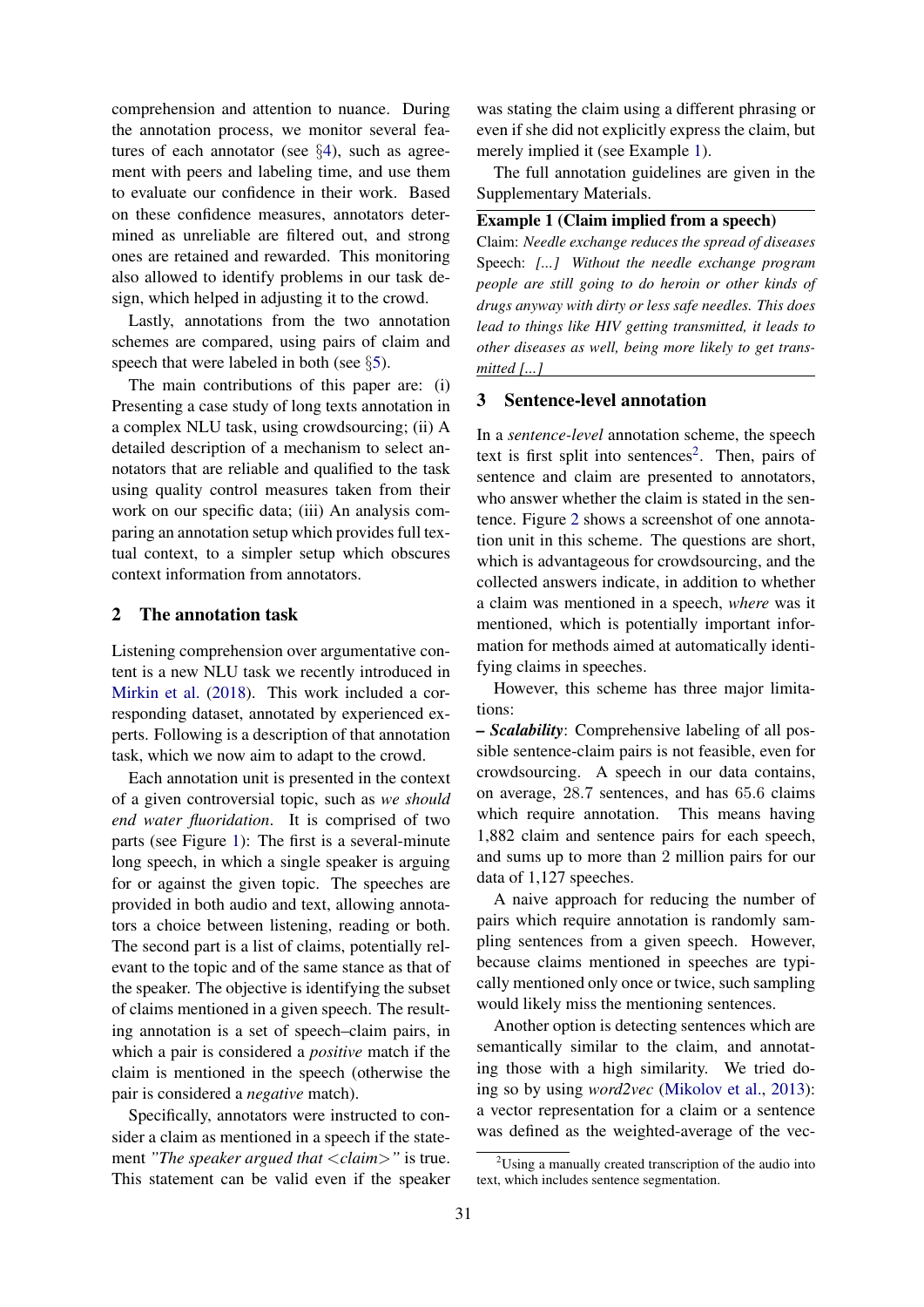comprehension and attention to nuance. During the annotation process, we monitor several features of each annotator (see §4), such as agreement with peers and labeling time, and use them to evaluate our confidence in their work. Based on these confidence measures, annotators determined as unreliable are filtered out, and strong ones are retained and rewarded. This monitoring also allowed to identify problems in our task design, which helped in adjusting it to the crowd.

Lastly, annotations from the two annotation schemes are compared, using pairs of claim and speech that were labeled in both (see §5).

The main contributions of this paper are: (i) Presenting a case study of long texts annotation in a complex NLU task, using crowdsourcing; (ii) A detailed description of a mechanism to select annotators that are reliable and qualified to the task using quality control measures taken from their work on our specific data; (iii) An analysis comparing an annotation setup which provides full textual context, to a simpler setup which obscures context information from annotators.

## 2 The annotation task

Listening comprehension over argumentative content is a new NLU task we recently introduced in Mirkin et al. (2018). This work included a corresponding dataset, annotated by experienced experts. Following is a description of that annotation task, which we now aim to adapt to the crowd.

Each annotation unit is presented in the context of a given controversial topic, such as *we should end water fluoridation*. It is comprised of two parts (see Figure 1): The first is a several-minute long speech, in which a single speaker is arguing for or against the given topic. The speeches are provided in both audio and text, allowing annotators a choice between listening, reading or both. The second part is a list of claims, potentially relevant to the topic and of the same stance as that of the speaker. The objective is identifying the subset of claims mentioned in a given speech. The resulting annotation is a set of speech–claim pairs, in which a pair is considered a *positive* match if the claim is mentioned in the speech (otherwise the pair is considered a *negative* match).

Specifically, annotators were instructed to consider a claim as mentioned in a speech if the statement *"The speaker argued that <claim>"* is true. This statement can be valid even if the speaker was stating the claim using a different phrasing or even if she did not explicitly express the claim, but merely implied it (see Example 1).

The full annotation guidelines are given in the Supplementary Materials.

**Example 1 (Claim implied from a speech)**

Claim: *Needle exchange reduces the spread of diseases*

Speech: *[...] Without the needle exchange program people are still going to do heroin or other kinds of drugs anyway with dirty or less safe needles. This does lead to things like HIV getting transmitted, it leads to other diseases as well, being more likely to get transmitted [...]*

## 3 Sentence-level annotation

In a *sentence-level* annotation scheme, the speech text is first split into sentences[2]. Then, pairs of sentence and claim are presented to annotators, who answer whether the claim is stated in the sentence. Figure 2 shows a screenshot of one annotation unit in this scheme. The questions are short, which is advantageous for crowdsourcing, and the collected answers indicate, in addition to whether a claim was mentioned in a speech, *where* was it mentioned, which is potentially important information for methods aimed at automatically identifying claims in speeches.

However, this scheme has three major limitations:

***– Scalability***: Comprehensive labeling of all possible sentence-claim pairs is not feasible, even for crowdsourcing. A speech in our data contains, on average, 28.7 sentences, and has 65.6 claims which require annotation. This means having 1,882 claim and sentence pairs for each speech, and sums up to more than 2 million pairs for our data of 1,127 speeches.

A naive approach for reducing the number of pairs which require annotation is randomly sampling sentences from a given speech. However, because claims mentioned in speeches are typically mentioned only once or twice, such sampling would likely miss the mentioning sentences.

Another option is detecting sentences which are semantically similar to the claim, and annotating those with a high similarity. We tried doing so by using *word2vec* (Mikolov et al., 2013): a vector representation for a claim or a sentence was defined as the weighted-average of the vec-

[2]Using a manually created transcription of the audio into text, which includes sentence segmentation.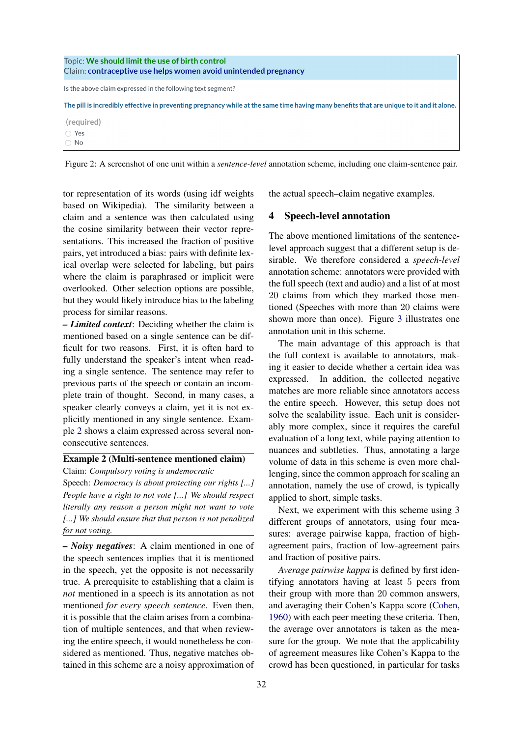Topic: **We should limit the use of birth control**
Claim: **contraceptive use helps women avoid unintended pregnancy**

Is the above claim expressed in the following text segment?

**The pill is incredibly effective in preventing pregnancy while at the same time having many benefits that are unique to it and it alone.**

(required)
- Yes
- No

Figure 2: A screenshot of one unit within a *sentence-level* annotation scheme, including one claim-sentence pair.

tor representation of its words (using idf weights based on Wikipedia). The similarity between a claim and a sentence was then calculated using the cosine similarity between their vector representations. This increased the fraction of positive pairs, yet introduced a bias: pairs with definite lexical overlap were selected for labeling, but pairs where the claim is paraphrased or implicit were overlooked. Other selection options are possible, but they would likely introduce bias to the labeling process for similar reasons.

***– Limited context***: Deciding whether the claim is mentioned based on a single sentence can be difficult for two reasons. First, it is often hard to fully understand the speaker's intent when reading a single sentence. The sentence may refer to previous parts of the speech or contain an incomplete train of thought. Second, in many cases, a speaker clearly conveys a claim, yet it is not explicitly mentioned in any single sentence. Example 2 shows a claim expressed across several non-consecutive sentences.

**Example 2 (Multi-sentence mentioned claim)**
Claim: *Compulsory voting is undemocratic*
Speech: *Democracy is about protecting our rights [...] People have a right to not vote [...] We should respect literally any reason a person might not want to vote [...] We should ensure that that person is not penalized for not voting.*

***– Noisy negatives***: A claim mentioned in one of the speech sentences implies that it is mentioned in the speech, yet the opposite is not necessarily true. A prerequisite to establishing that a claim is *not* mentioned in a speech is its annotation as not mentioned *for every speech sentence*. Even then, it is possible that the claim arises from a combination of multiple sentences, and that when reviewing the entire speech, it would nonetheless be considered as mentioned. Thus, negative matches obtained in this scheme are a noisy approximation of the actual speech–claim negative examples.

## 4 Speech-level annotation

The above mentioned limitations of the sentence-level approach suggest that a different setup is desirable. We therefore considered a *speech-level* annotation scheme: annotators were provided with the full speech (text and audio) and a list of at most 20 claims from which they marked those mentioned (Speeches with more than 20 claims were shown more than once). Figure 3 illustrates one annotation unit in this scheme.

The main advantage of this approach is that the full context is available to annotators, making it easier to decide whether a certain idea was expressed. In addition, the collected negative matches are more reliable since annotators access the entire speech. However, this setup does not solve the scalability issue. Each unit is considerably more complex, since it requires the careful evaluation of a long text, while paying attention to nuances and subtleties. Thus, annotating a large volume of data in this scheme is even more challenging, since the common approach for scaling an annotation, namely the use of crowd, is typically applied to short, simple tasks.

Next, we experiment with this scheme using 3 different groups of annotators, using four measures: average pairwise kappa, fraction of high-agreement pairs, fraction of low-agreement pairs and fraction of positive pairs.

*Average pairwise kappa* is defined by first identifying annotators having at least 5 peers from their group with more than 20 common answers, and averaging their Cohen's Kappa score (Cohen, 1960) with each peer meeting these criteria. Then, the average over annotators is taken as the measure for the group. We note that the applicability of agreement measures like Cohen's Kappa to the crowd has been questioned, in particular for tasks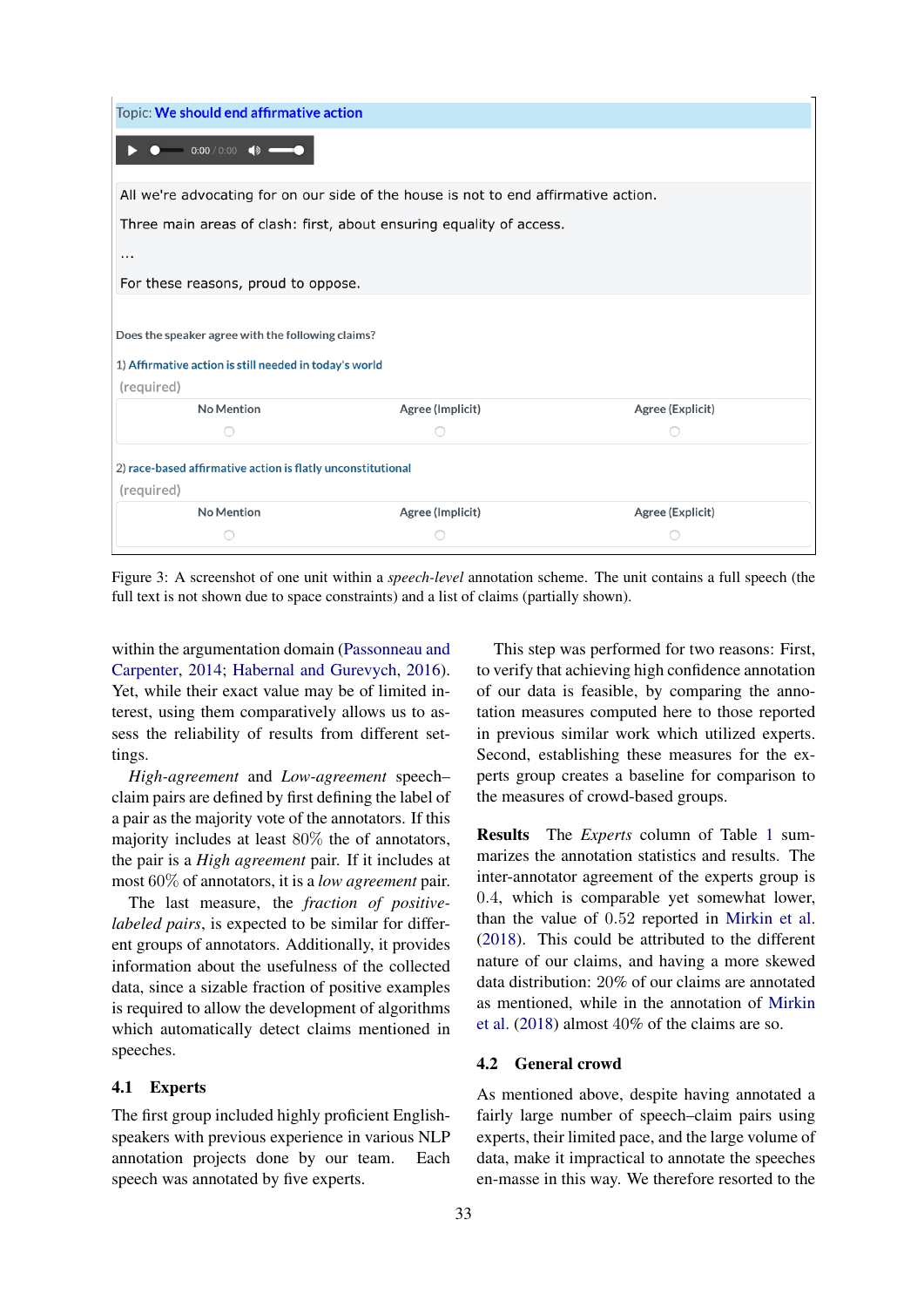Topic: We should end affirmative action

0:00 / 0:00

All we're advocating for on our side of the house is not to end affirmative action.

Three main areas of clash: first, about ensuring equality of access.

...

For these reasons, proud to oppose.

Does the speaker agree with the following claims?

1) Affirmative action is still needed in today's world

(required)

| No Mention | Agree (Implicit) | Agree (Explicit) |
|---|---|---|
| ○ | ○ | ○ |

2) race-based affirmative action is flatly unconstitutional

(required)

| No Mention | Agree (Implicit) | Agree (Explicit) |
|---|---|---|
| ○ | ○ | ○ |

Figure 3: A screenshot of one unit within a *speech-level* annotation scheme. The unit contains a full speech (the full text is not shown due to space constraints) and a list of claims (partially shown).

within the argumentation domain (Passonneau and Carpenter, 2014; Habernal and Gurevych, 2016). Yet, while their exact value may be of limited interest, using them comparatively allows us to assess the reliability of results from different settings.

*High-agreement* and *Low-agreement* speech–claim pairs are defined by first defining the label of a pair as the majority vote of the annotators. If this majority includes at least $80\%$ the of annotators, the pair is a *High agreement* pair. If it includes at most $60\%$ of annotators, it is a *low agreement* pair.

The last measure, the *fraction of positive-labeled pairs*, is expected to be similar for different groups of annotators. Additionally, it provides information about the usefulness of the collected data, since a sizable fraction of positive examples is required to allow the development of algorithms which automatically detect claims mentioned in speeches.

### 4.1 Experts

The first group included highly proficient English-speakers with previous experience in various NLP annotation projects done by our team. Each speech was annotated by five experts.

This step was performed for two reasons: First, to verify that achieving high confidence annotation of our data is feasible, by comparing the annotation measures computed here to those reported in previous similar work which utilized experts. Second, establishing these measures for the experts group creates a baseline for comparison to the measures of crowd-based groups.

**Results** The *Experts* column of Table 1 summarizes the annotation statistics and results. The inter-annotator agreement of the experts group is $0.4$, which is comparable yet somewhat lower, than the value of $0.52$ reported in Mirkin et al. (2018). This could be attributed to the different nature of our claims, and having a more skewed data distribution: $20\%$ of our claims are annotated as mentioned, while in the annotation of Mirkin et al. (2018) almost $40\%$ of the claims are so.

### 4.2 General crowd

As mentioned above, despite having annotated a fairly large number of speech–claim pairs using experts, their limited pace, and the large volume of data, make it impractical to annotate the speeches en-masse in this way. We therefore resorted to the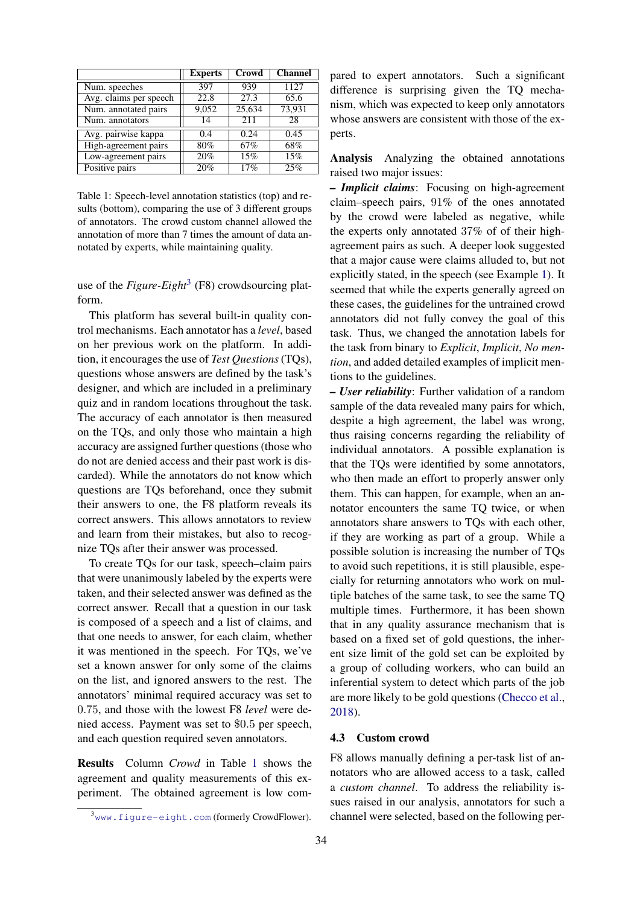| | Experts | Crowd | Channel |
|---|---|---|---|
| Num. speeches | 397 | 939 | 1127 |
| Avg. claims per speech | 22.8 | 27.3 | 65.6 |
| Num. annotated pairs | 9,052 | 25,634 | 73,931 |
| Num. annotators | 14 | 211 | 28 |
| Avg. pairwise kappa | 0.4 | 0.24 | 0.45 |
| High-agreement pairs | 80% | 67% | 68% |
| Low-agreement pairs | 20% | 15% | 15% |
| Positive pairs | 20% | 17% | 25% |

Table 1: Speech-level annotation statistics (top) and results (bottom), comparing the use of 3 different groups of annotators. The crowd custom channel allowed the annotation of more than 7 times the amount of data annotated by experts, while maintaining quality.

use of the *Figure-Eight*[3] (F8) crowdsourcing platform.

This platform has several built-in quality control mechanisms. Each annotator has a *level*, based on her previous work on the platform. In addition, it encourages the use of *Test Questions* (TQs), questions whose answers are defined by the task's designer, and which are included in a preliminary quiz and in random locations throughout the task. The accuracy of each annotator is then measured on the TQs, and only those who maintain a high accuracy are assigned further questions (those who do not are denied access and their past work is discarded). While the annotators do not know which questions are TQs beforehand, once they submit their answers to one, the F8 platform reveals its correct answers. This allows annotators to review and learn from their mistakes, but also to recognize TQs after their answer was processed.

To create TQs for our task, speech–claim pairs that were unanimously labeled by the experts were taken, and their selected answer was defined as the correct answer. Recall that a question in our task is composed of a speech and a list of claims, and that one needs to answer, for each claim, whether it was mentioned in the speech. For TQs, we've set a known answer for only some of the claims on the list, and ignored answers to the rest. The annotators' minimal required accuracy was set to 0.75, and those with the lowest F8 *level* were denied access. Payment was set to \$0.5 per speech, and each question required seven annotators.

**Results** Column *Crowd* in Table 1 shows the agreement and quality measurements of this experiment. The obtained agreement is low compared to expert annotators. Such a significant difference is surprising given the TQ mechanism, which was expected to keep only annotators whose answers are consistent with those of the experts.

**Analysis** Analyzing the obtained annotations raised two major issues:

– ***Implicit claims***: Focusing on high-agreement claim–speech pairs, 91% of the ones annotated by the crowd were labeled as negative, while the experts only annotated 37% of of their high-agreement pairs as such. A deeper look suggested that a major cause were claims alluded to, but not explicitly stated, in the speech (see Example 1). It seemed that while the experts generally agreed on these cases, the guidelines for the untrained crowd annotators did not fully convey the goal of this task. Thus, we changed the annotation labels for the task from binary to *Explicit*, *Implicit*, *No mention*, and added detailed examples of implicit mentions to the guidelines.

– ***User reliability***: Further validation of a random sample of the data revealed many pairs for which, despite a high agreement, the label was wrong, thus raising concerns regarding the reliability of individual annotators. A possible explanation is that the TQs were identified by some annotators, who then made an effort to properly answer only them. This can happen, for example, when an annotator encounters the same TQ twice, or when annotators share answers to TQs with each other, if they are working as part of a group. While a possible solution is increasing the number of TQs to avoid such repetitions, it is still plausible, especially for returning annotators who work on multiple batches of the same task, to see the same TQ multiple times. Furthermore, it has been shown that in any quality assurance mechanism that is based on a fixed set of gold questions, the inherent size limit of the gold set can be exploited by a group of colluding workers, who can build an inferential system to detect which parts of the job are more likely to be gold questions (Checco et al., 2018).

### 4.3 Custom crowd

F8 allows manually defining a per-task list of annotators who are allowed access to a task, called a *custom channel*. To address the reliability issues raised in our analysis, annotators for such a channel were selected, based on the following per-

[3] www.figure-eight.com (formerly CrowdFlower).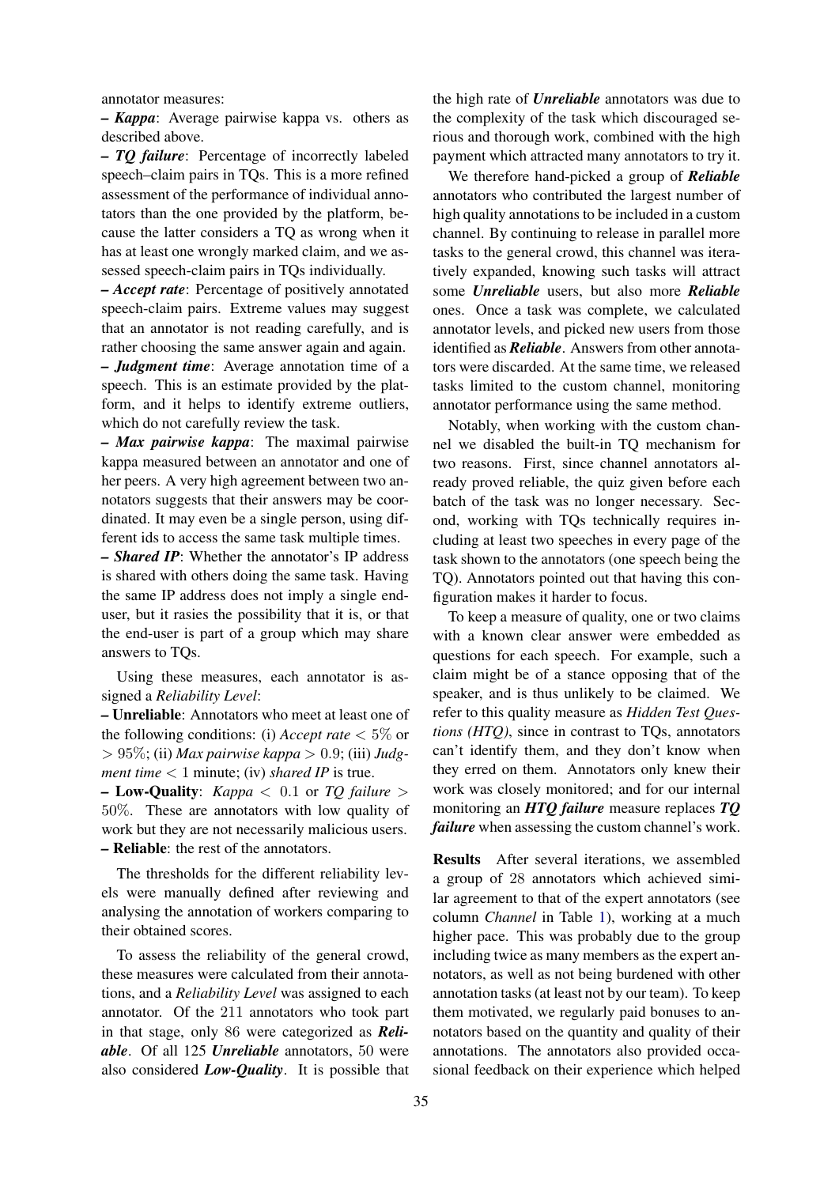annotator measures:

– ***Kappa***: Average pairwise kappa vs. others as described above.

– ***TQ failure***: Percentage of incorrectly labeled speech–claim pairs in TQs. This is a more refined assessment of the performance of individual annotators than the one provided by the platform, because the latter considers a TQ as wrong when it has at least one wrongly marked claim, and we assessed speech-claim pairs in TQs individually.

– ***Accept rate***: Percentage of positively annotated speech-claim pairs. Extreme values may suggest that an annotator is not reading carefully, and is rather choosing the same answer again and again.

– ***Judgment time***: Average annotation time of a speech. This is an estimate provided by the platform, and it helps to identify extreme outliers, which do not carefully review the task.

– ***Max pairwise kappa***: The maximal pairwise kappa measured between an annotator and one of her peers. A very high agreement between two annotators suggests that their answers may be coordinated. It may even be a single person, using different ids to access the same task multiple times.

– ***Shared IP***: Whether the annotator's IP address is shared with others doing the same task. Having the same IP address does not imply a single end-user, but it rasies the possibility that it is, or that the end-user is part of a group which may share answers to TQs.

Using these measures, each annotator is assigned a *Reliability Level*:

– **Unreliable**: Annotators who meet at least one of the following conditions: (i) *Accept rate* $< 5\%$ or $> 95\%$; (ii) *Max pairwise kappa* $> 0.9$; (iii) *Judgment time* $< 1$ minute; (iv) *shared IP* is true.

– **Low-Quality**: *Kappa* $< 0.1$ or *TQ failure* $> 50\%$. These are annotators with low quality of work but they are not necessarily malicious users.

– **Reliable**: the rest of the annotators.

The thresholds for the different reliability levels were manually defined after reviewing and analysing the annotation of workers comparing to their obtained scores.

To assess the reliability of the general crowd, these measures were calculated from their annotations, and a *Reliability Level* was assigned to each annotator. Of the 211 annotators who took part in that stage, only 86 were categorized as ***Reliable***. Of all 125 ***Unreliable*** annotators, 50 were also considered ***Low-Quality***. It is possible that the high rate of ***Unreliable*** annotators was due to the complexity of the task which discouraged serious and thorough work, combined with the high payment which attracted many annotators to try it.

We therefore hand-picked a group of ***Reliable*** annotators who contributed the largest number of high quality annotations to be included in a custom channel. By continuing to release in parallel more tasks to the general crowd, this channel was iteratively expanded, knowing such tasks will attract some ***Unreliable*** users, but also more ***Reliable*** ones. Once a task was complete, we calculated annotator levels, and picked new users from those identified as ***Reliable***. Answers from other annotators were discarded. At the same time, we released tasks limited to the custom channel, monitoring annotator performance using the same method.

Notably, when working with the custom channel we disabled the built-in TQ mechanism for two reasons. First, since channel annotators already proved reliable, the quiz given before each batch of the task was no longer necessary. Second, working with TQs technically requires including at least two speeches in every page of the task shown to the annotators (one speech being the TQ). Annotators pointed out that having this configuration makes it harder to focus.

To keep a measure of quality, one or two claims with a known clear answer were embedded as questions for each speech. For example, such a claim might be of a stance opposing that of the speaker, and is thus unlikely to be claimed. We refer to this quality measure as *Hidden Test Questions (HTQ)*, since in contrast to TQs, annotators can't identify them, and they don't know when they erred on them. Annotators only knew their work was closely monitored; and for our internal monitoring an ***HTQ failure*** measure replaces ***TQ failure*** when assessing the custom channel's work.

**Results** After several iterations, we assembled a group of 28 annotators which achieved similar agreement to that of the expert annotators (see column *Channel* in Table 1), working at a much higher pace. This was probably due to the group including twice as many members as the expert annotators, as well as not being burdened with other annotation tasks (at least not by our team). To keep them motivated, we regularly paid bonuses to annotators based on the quantity and quality of their annotations. The annotators also provided occasional feedback on their experience which helped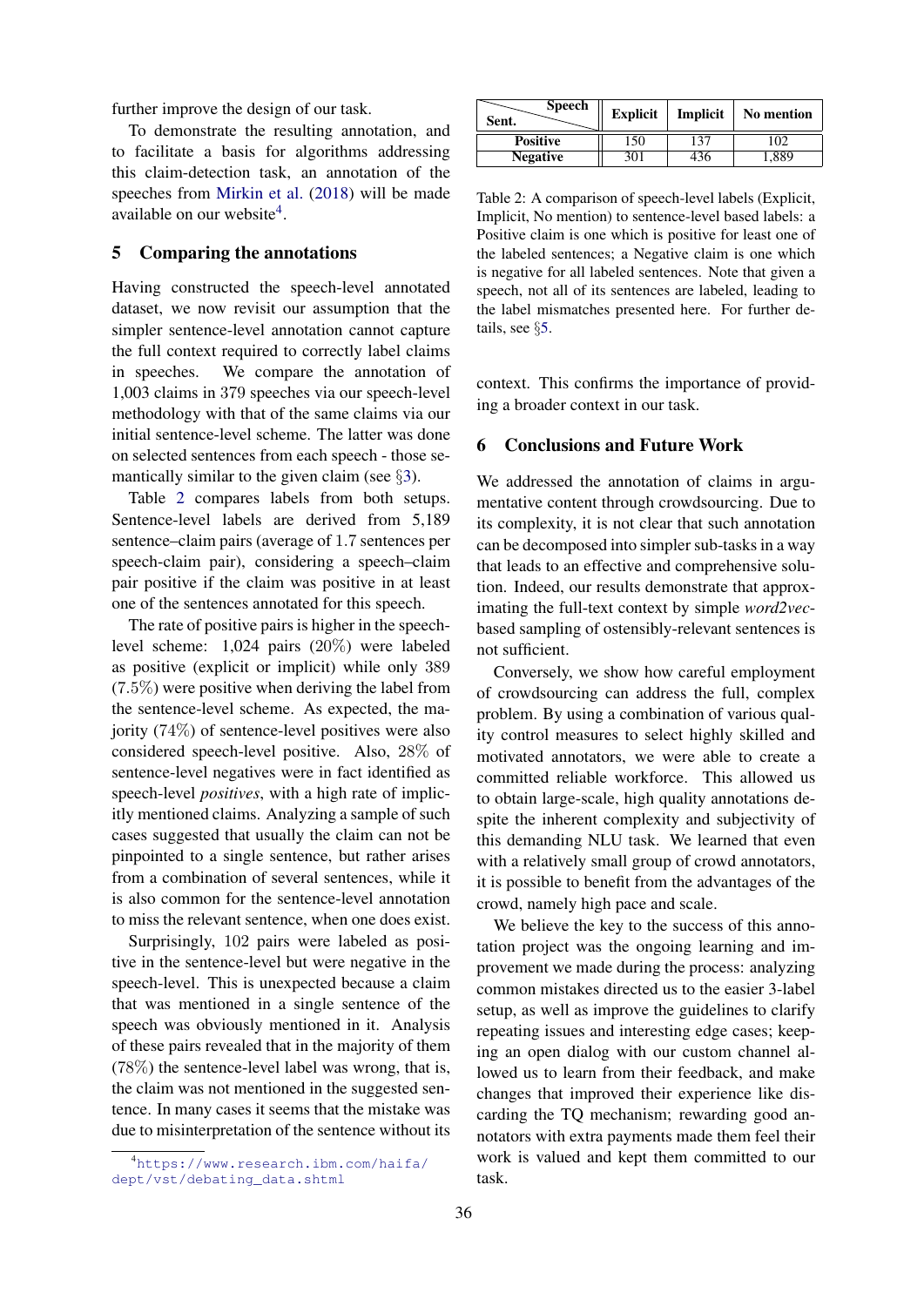further improve the design of our task.

To demonstrate the resulting annotation, and to facilitate a basis for algorithms addressing this claim-detection task, an annotation of the speeches from Mirkin et al. (2018) will be made available on our website[4].

## 5 Comparing the annotations

Having constructed the speech-level annotated dataset, we now revisit our assumption that the simpler sentence-level annotation cannot capture the full context required to correctly label claims in speeches. We compare the annotation of 1,003 claims in 379 speeches via our speech-level methodology with that of the same claims via our initial sentence-level scheme. The latter was done on selected sentences from each speech - those semantically similar to the given claim (see §3).

Table 2 compares labels from both setups. Sentence-level labels are derived from 5,189 sentence–claim pairs (average of 1.7 sentences per speech-claim pair), considering a speech–claim pair positive if the claim was positive in at least one of the sentences annotated for this speech.

The rate of positive pairs is higher in the speech-level scheme: 1,024 pairs (20%) were labeled as positive (explicit or implicit) while only 389 (7.5%) were positive when deriving the label from the sentence-level scheme. As expected, the majority (74%) of sentence-level positives were also considered speech-level positive. Also, 28% of sentence-level negatives were in fact identified as speech-level *positives*, with a high rate of implicitly mentioned claims. Analyzing a sample of such cases suggested that usually the claim can not be pinpointed to a single sentence, but rather arises from a combination of several sentences, while it is also common for the sentence-level annotation to miss the relevant sentence, when one does exist.

Surprisingly, 102 pairs were labeled as positive in the sentence-level but were negative in the speech-level. This is unexpected because a claim that was mentioned in a single sentence of the speech was obviously mentioned in it. Analysis of these pairs revealed that in the majority of them (78%) the sentence-level label was wrong, that is, the claim was not mentioned in the suggested sentence. In many cases it seems that the mistake was due to misinterpretation of the sentence without its context. This confirms the importance of providing a broader context in our task.

| Sent. \ Speech | Explicit | Implicit | No mention |
|---|---|---|---|
| Positive | 150 | 137 | 102 |
| Negative | 301 | 436 | 1,889 |

Table 2: A comparison of speech-level labels (Explicit, Implicit, No mention) to sentence-level based labels: a Positive claim is one which is positive for least one of the labeled sentences; a Negative claim is one which is negative for all labeled sentences. Note that given a speech, not all of its sentences are labeled, leading to the label mismatches presented here. For further details, see §5.

## 6 Conclusions and Future Work

We addressed the annotation of claims in argumentative content through crowdsourcing. Due to its complexity, it is not clear that such annotation can be decomposed into simpler sub-tasks in a way that leads to an effective and comprehensive solution. Indeed, our results demonstrate that approximating the full-text context by simple *word2vec*-based sampling of ostensibly-relevant sentences is not sufficient.

Conversely, we show how careful employment of crowdsourcing can address the full, complex problem. By using a combination of various quality control measures to select highly skilled and motivated annotators, we were able to create a committed reliable workforce. This allowed us to obtain large-scale, high quality annotations despite the inherent complexity and subjectivity of this demanding NLU task. We learned that even with a relatively small group of crowd annotators, it is possible to benefit from the advantages of the crowd, namely high pace and scale.

We believe the key to the success of this annotation project was the ongoing learning and improvement we made during the process: analyzing common mistakes directed us to the easier 3-label setup, as well as improve the guidelines to clarify repeating issues and interesting edge cases; keeping an open dialog with our custom channel allowed us to learn from their feedback, and make changes that improved their experience like discarding the TQ mechanism; rewarding good annotators with extra payments made them feel their work is valued and kept them committed to our task.

[4] https://www.research.ibm.com/haifa/dept/vst/debating_data.shtml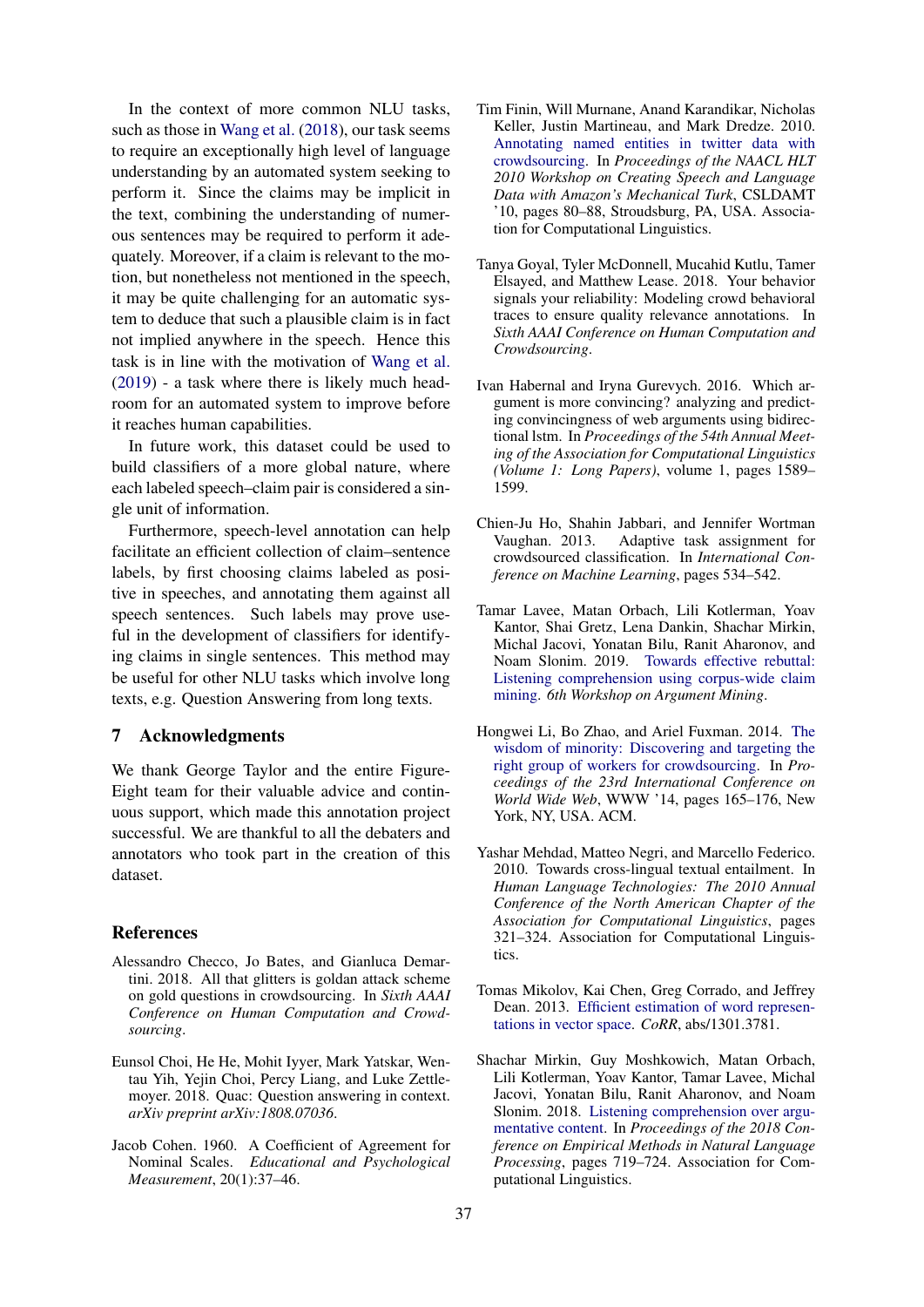In the context of more common NLU tasks, such as those in Wang et al. (2018), our task seems to require an exceptionally high level of language understanding by an automated system seeking to perform it. Since the claims may be implicit in the text, combining the understanding of numerous sentences may be required to perform it adequately. Moreover, if a claim is relevant to the motion, but nonetheless not mentioned in the speech, it may be quite challenging for an automatic system to deduce that such a plausible claim is in fact not implied anywhere in the speech. Hence this task is in line with the motivation of Wang et al. (2019) - a task where there is likely much headroom for an automated system to improve before it reaches human capabilities.

In future work, this dataset could be used to build classifiers of a more global nature, where each labeled speech–claim pair is considered a single unit of information.

Furthermore, speech-level annotation can help facilitate an efficient collection of claim–sentence labels, by first choosing claims labeled as positive in speeches, and annotating them against all speech sentences. Such labels may prove useful in the development of classifiers for identifying claims in single sentences. This method may be useful for other NLU tasks which involve long texts, e.g. Question Answering from long texts.

## 7 Acknowledgments

We thank George Taylor and the entire Figure-Eight team for their valuable advice and continuous support, which made this annotation project successful. We are thankful to all the debaters and annotators who took part in the creation of this dataset.

## References

Alessandro Checco, Jo Bates, and Gianluca Demartini. 2018. All that glitters is goldan attack scheme on gold questions in crowdsourcing. In *Sixth AAAI Conference on Human Computation and Crowdsourcing*.

Eunsol Choi, He He, Mohit Iyyer, Mark Yatskar, Wentau Yih, Yejin Choi, Percy Liang, and Luke Zettlemoyer. 2018. Quac: Question answering in context. *arXiv preprint arXiv:1808.07036*.

Jacob Cohen. 1960. A Coefficient of Agreement for Nominal Scales. *Educational and Psychological Measurement*, 20(1):37–46.

Tim Finin, Will Murnane, Anand Karandikar, Nicholas Keller, Justin Martineau, and Mark Dredze. 2010. Annotating named entities in twitter data with crowdsourcing. In *Proceedings of the NAACL HLT 2010 Workshop on Creating Speech and Language Data with Amazon's Mechanical Turk*, CSLDAMT '10, pages 80–88, Stroudsburg, PA, USA. Association for Computational Linguistics.

Tanya Goyal, Tyler McDonnell, Mucahid Kutlu, Tamer Elsayed, and Matthew Lease. 2018. Your behavior signals your reliability: Modeling crowd behavioral traces to ensure quality relevance annotations. In *Sixth AAAI Conference on Human Computation and Crowdsourcing*.

Ivan Habernal and Iryna Gurevych. 2016. Which argument is more convincing? analyzing and predicting convincingness of web arguments using bidirectional lstm. In *Proceedings of the 54th Annual Meeting of the Association for Computational Linguistics (Volume 1: Long Papers)*, volume 1, pages 1589–1599.

Chien-Ju Ho, Shahin Jabbari, and Jennifer Wortman Vaughan. 2013. Adaptive task assignment for crowdsourced classification. In *International Conference on Machine Learning*, pages 534–542.

Tamar Lavee, Matan Orbach, Lili Kotlerman, Yoav Kantor, Shai Gretz, Lena Dankin, Shachar Mirkin, Michal Jacovi, Yonatan Bilu, Ranit Aharonov, and Noam Slonim. 2019. Towards effective rebuttal: Listening comprehension using corpus-wide claim mining. *6th Workshop on Argument Mining*.

Hongwei Li, Bo Zhao, and Ariel Fuxman. 2014. The wisdom of minority: Discovering and targeting the right group of workers for crowdsourcing. In *Proceedings of the 23rd International Conference on World Wide Web*, WWW '14, pages 165–176, New York, NY, USA. ACM.

Yashar Mehdad, Matteo Negri, and Marcello Federico. 2010. Towards cross-lingual textual entailment. In *Human Language Technologies: The 2010 Annual Conference of the North American Chapter of the Association for Computational Linguistics*, pages 321–324. Association for Computational Linguistics.

Tomas Mikolov, Kai Chen, Greg Corrado, and Jeffrey Dean. 2013. Efficient estimation of word representations in vector space. *CoRR*, abs/1301.3781.

Shachar Mirkin, Guy Moshkowich, Matan Orbach, Lili Kotlerman, Yoav Kantor, Tamar Lavee, Michal Jacovi, Yonatan Bilu, Ranit Aharonov, and Noam Slonim. 2018. Listening comprehension over argumentative content. In *Proceedings of the 2018 Conference on Empirical Methods in Natural Language Processing*, pages 719–724. Association for Computational Linguistics.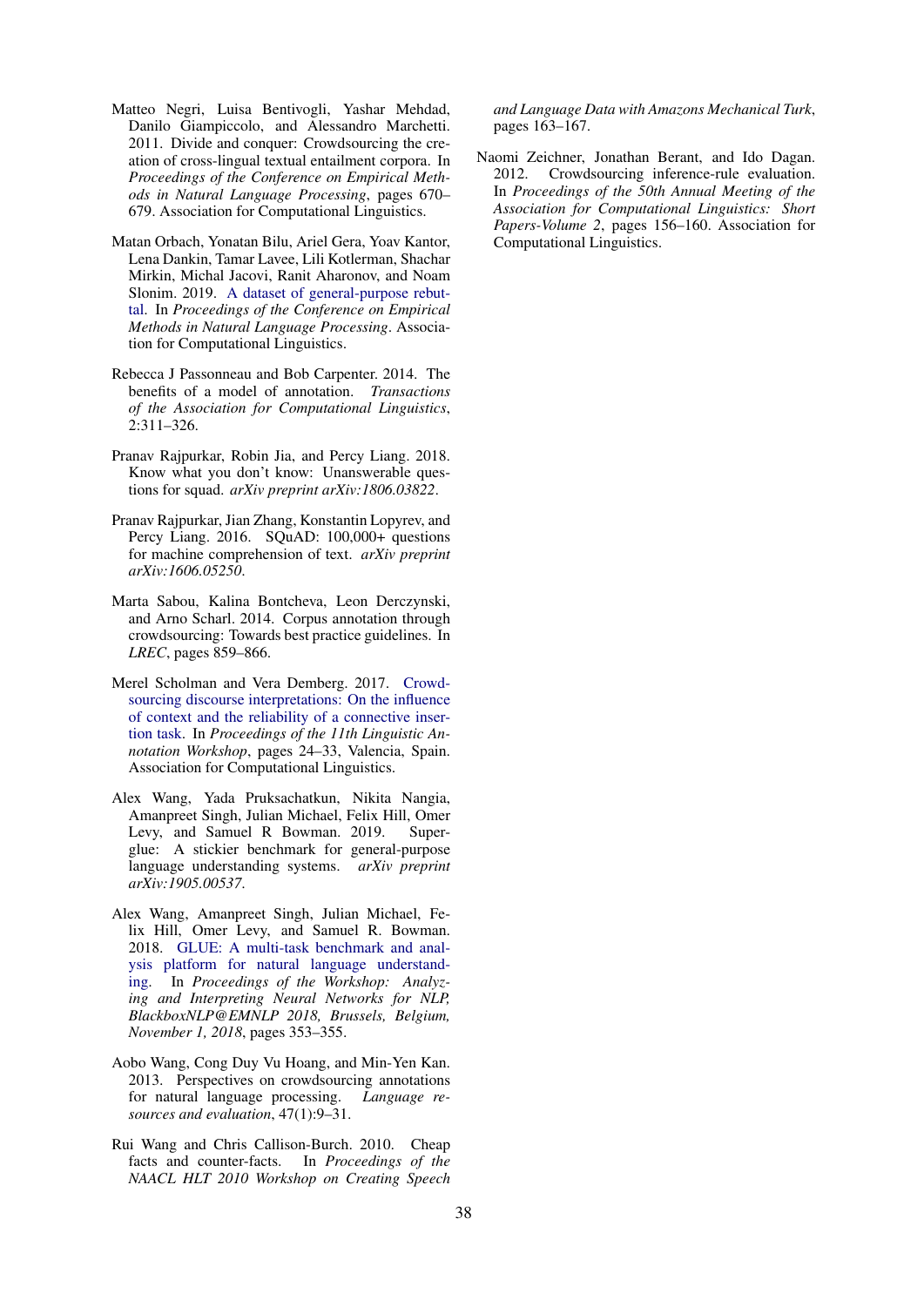Matteo Negri, Luisa Bentivogli, Yashar Mehdad, Danilo Giampiccolo, and Alessandro Marchetti. 2011. Divide and conquer: Crowdsourcing the creation of cross-lingual textual entailment corpora. In *Proceedings of the Conference on Empirical Methods in Natural Language Processing*, pages 670–679. Association for Computational Linguistics.

Matan Orbach, Yonatan Bilu, Ariel Gera, Yoav Kantor, Lena Dankin, Tamar Lavee, Lili Kotlerman, Shachar Mirkin, Michal Jacovi, Ranit Aharonov, and Noam Slonim. 2019. A dataset of general-purpose rebuttal. In *Proceedings of the Conference on Empirical Methods in Natural Language Processing*. Association for Computational Linguistics.

Rebecca J Passonneau and Bob Carpenter. 2014. The benefits of a model of annotation. *Transactions of the Association for Computational Linguistics*, 2:311–326.

Pranav Rajpurkar, Robin Jia, and Percy Liang. 2018. Know what you don't know: Unanswerable questions for squad. *arXiv preprint arXiv:1806.03822*.

Pranav Rajpurkar, Jian Zhang, Konstantin Lopyrev, and Percy Liang. 2016. SQuAD: 100,000+ questions for machine comprehension of text. *arXiv preprint arXiv:1606.05250*.

Marta Sabou, Kalina Bontcheva, Leon Derczynski, and Arno Scharl. 2014. Corpus annotation through crowdsourcing: Towards best practice guidelines. In *LREC*, pages 859–866.

Merel Scholman and Vera Demberg. 2017. Crowdsourcing discourse interpretations: On the influence of context and the reliability of a connective insertion task. In *Proceedings of the 11th Linguistic Annotation Workshop*, pages 24–33, Valencia, Spain. Association for Computational Linguistics.

Alex Wang, Yada Pruksachatkun, Nikita Nangia, Amanpreet Singh, Julian Michael, Felix Hill, Omer Levy, and Samuel R Bowman. 2019. Superglue: A stickier benchmark for general-purpose language understanding systems. *arXiv preprint arXiv:1905.00537*.

Alex Wang, Amanpreet Singh, Julian Michael, Felix Hill, Omer Levy, and Samuel R. Bowman. 2018. GLUE: A multi-task benchmark and analysis platform for natural language understanding. In *Proceedings of the Workshop: Analyzing and Interpreting Neural Networks for NLP, BlackboxNLP@EMNLP 2018, Brussels, Belgium, November 1, 2018*, pages 353–355.

Aobo Wang, Cong Duy Vu Hoang, and Min-Yen Kan. 2013. Perspectives on crowdsourcing annotations for natural language processing. *Language resources and evaluation*, 47(1):9–31.

Rui Wang and Chris Callison-Burch. 2010. Cheap facts and counter-facts. In *Proceedings of the NAACL HLT 2010 Workshop on Creating Speech and Language Data with Amazons Mechanical Turk*, pages 163–167.

Naomi Zeichner, Jonathan Berant, and Ido Dagan. 2012. Crowdsourcing inference-rule evaluation. In *Proceedings of the 50th Annual Meeting of the Association for Computational Linguistics: Short Papers-Volume 2*, pages 156–160. Association for Computational Linguistics.